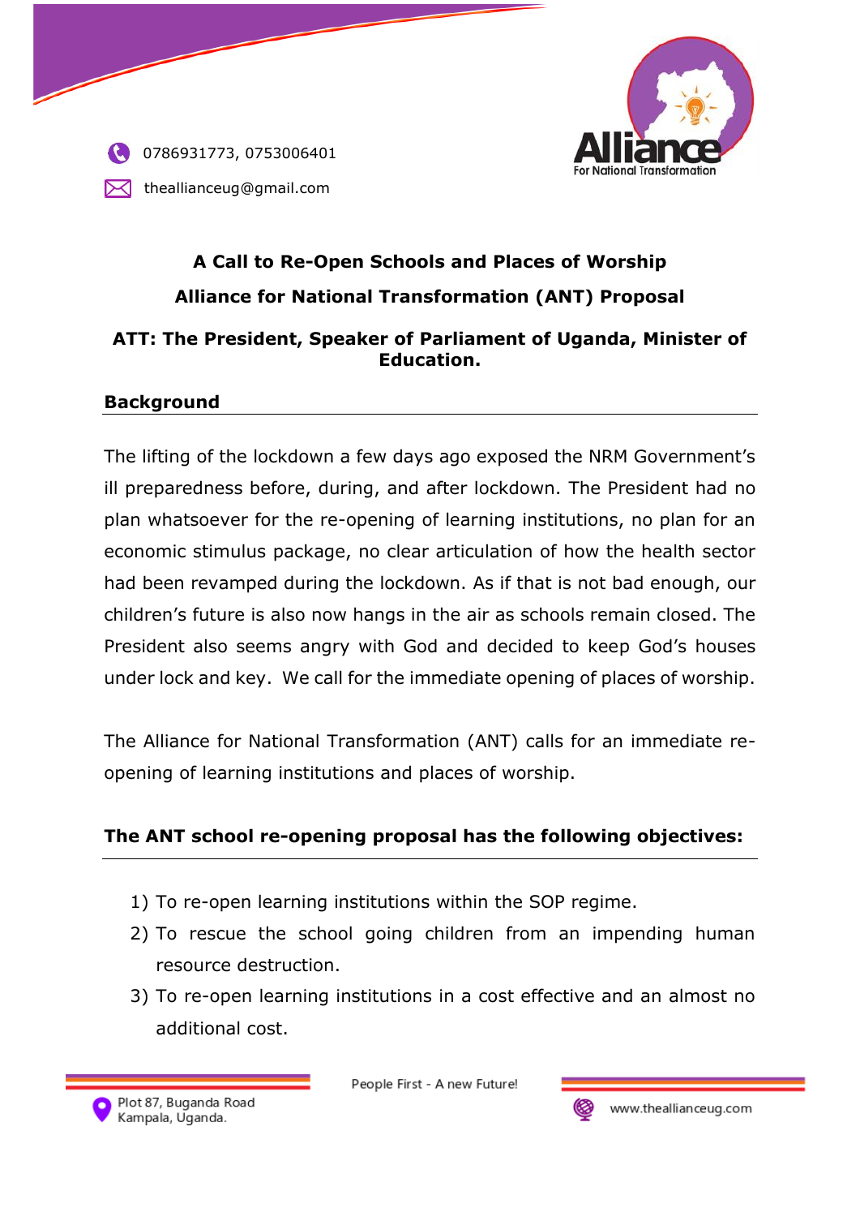0786931773, 0753006401

theallianceug@gmail.com

Alliance For National Transformation

## A Call to Re-Open Schools and Places of Worship

## Alliance for National Transformation (ANT) Proposal

**ATT: The President, Speaker of Parliament of Uganda, Minister of Education.**

### Background

The lifting of the lockdown a few days ago exposed the NRM Government's ill preparedness before, during, and after lockdown. The President had no plan whatsoever for the re-opening of learning institutions, no plan for an economic stimulus package, no clear articulation of how the health sector had been revamped during the lockdown. As if that is not bad enough, our children's future is also now hangs in the air as schools remain closed. The President also seems angry with God and decided to keep God's houses under lock and key. We call for the immediate opening of places of worship.

The Alliance for National Transformation (ANT) calls for an immediate re-opening of learning institutions and places of worship.

### The ANT school re-opening proposal has the following objectives:

1) To re-open learning institutions within the SOP regime.
2) To rescue the school going children from an impending human resource destruction.
3) To re-open learning institutions in a cost effective and an almost no additional cost.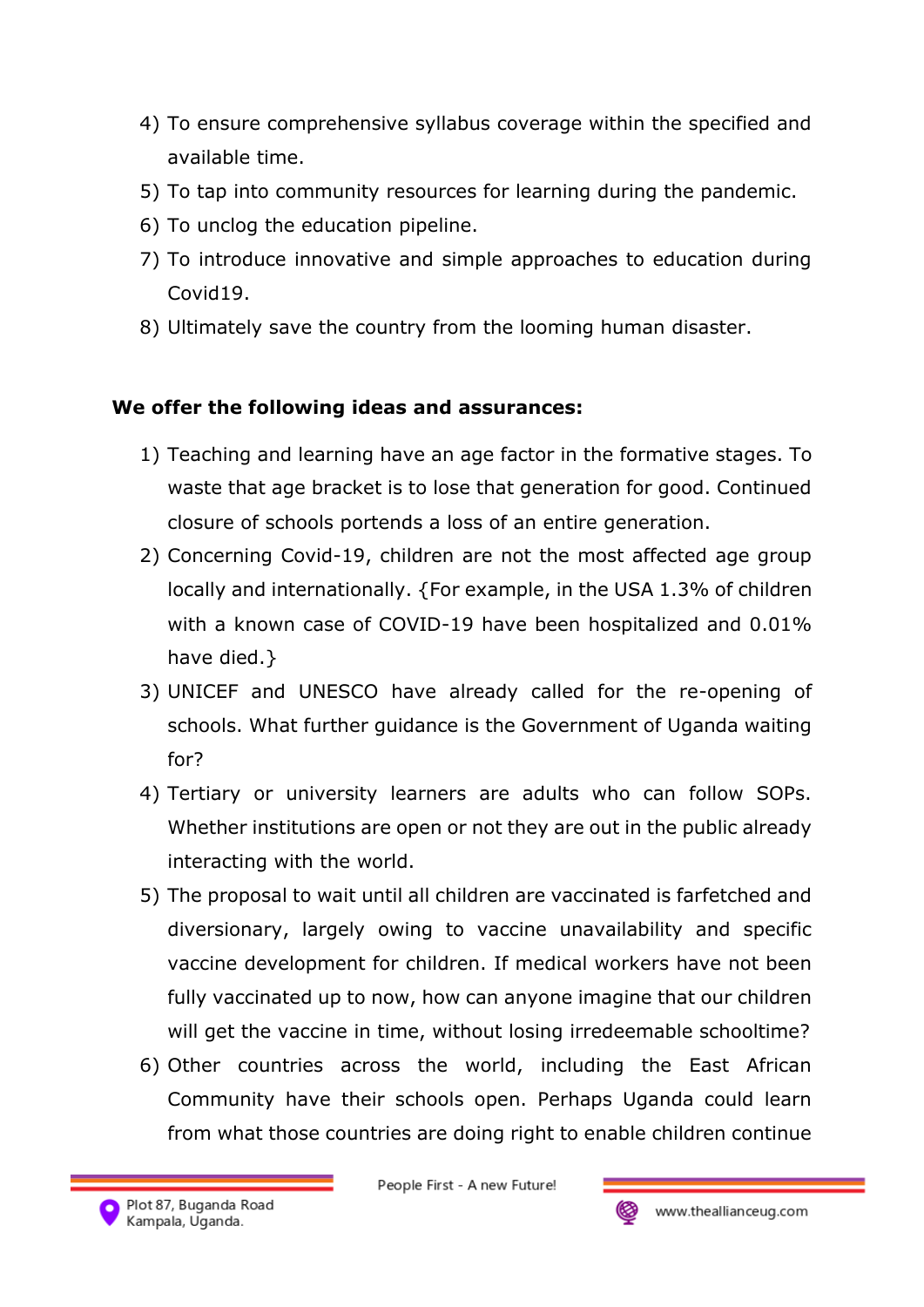4) To ensure comprehensive syllabus coverage within the specified and available time.
5) To tap into community resources for learning during the pandemic.
6) To unclog the education pipeline.
7) To introduce innovative and simple approaches to education during Covid19.
8) Ultimately save the country from the looming human disaster.

**We offer the following ideas and assurances:**

1) Teaching and learning have an age factor in the formative stages. To waste that age bracket is to lose that generation for good. Continued closure of schools portends a loss of an entire generation.
2) Concerning Covid-19, children are not the most affected age group locally and internationally. {For example, in the USA 1.3% of children with a known case of COVID-19 have been hospitalized and 0.01% have died.}
3) UNICEF and UNESCO have already called for the re-opening of schools. What further guidance is the Government of Uganda waiting for?
4) Tertiary or university learners are adults who can follow SOPs. Whether institutions are open or not they are out in the public already interacting with the world.
5) The proposal to wait until all children are vaccinated is farfetched and diversionary, largely owing to vaccine unavailability and specific vaccine development for children. If medical workers have not been fully vaccinated up to now, how can anyone imagine that our children will get the vaccine in time, without losing irredeemable schooltime?
6) Other countries across the world, including the East African Community have their schools open. Perhaps Uganda could learn from what those countries are doing right to enable children continue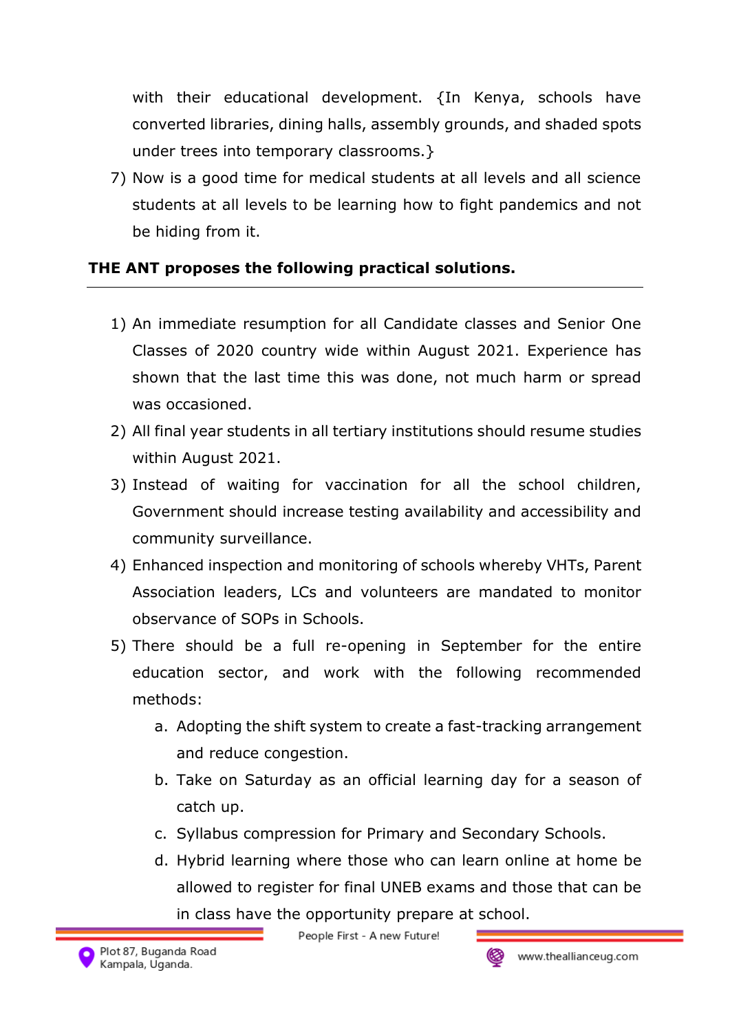with their educational development. {In Kenya, schools have converted libraries, dining halls, assembly grounds, and shaded spots under trees into temporary classrooms.}

7) Now is a good time for medical students at all levels and all science students at all levels to be learning how to fight pandemics and not be hiding from it.

**THE ANT proposes the following practical solutions.**

---

1) An immediate resumption for all Candidate classes and Senior One Classes of 2020 country wide within August 2021. Experience has shown that the last time this was done, not much harm or spread was occasioned.
2) All final year students in all tertiary institutions should resume studies within August 2021.
3) Instead of waiting for vaccination for all the school children, Government should increase testing availability and accessibility and community surveillance.
4) Enhanced inspection and monitoring of schools whereby VHTs, Parent Association leaders, LCs and volunteers are mandated to monitor observance of SOPs in Schools.
5) There should be a full re-opening in September for the entire education sector, and work with the following recommended methods:
    a. Adopting the shift system to create a fast-tracking arrangement and reduce congestion.
    b. Take on Saturday as an official learning day for a season of catch up.
    c. Syllabus compression for Primary and Secondary Schools.
    d. Hybrid learning where those who can learn online at home be allowed to register for final UNEB exams and those that can be in class have the opportunity prepare at school.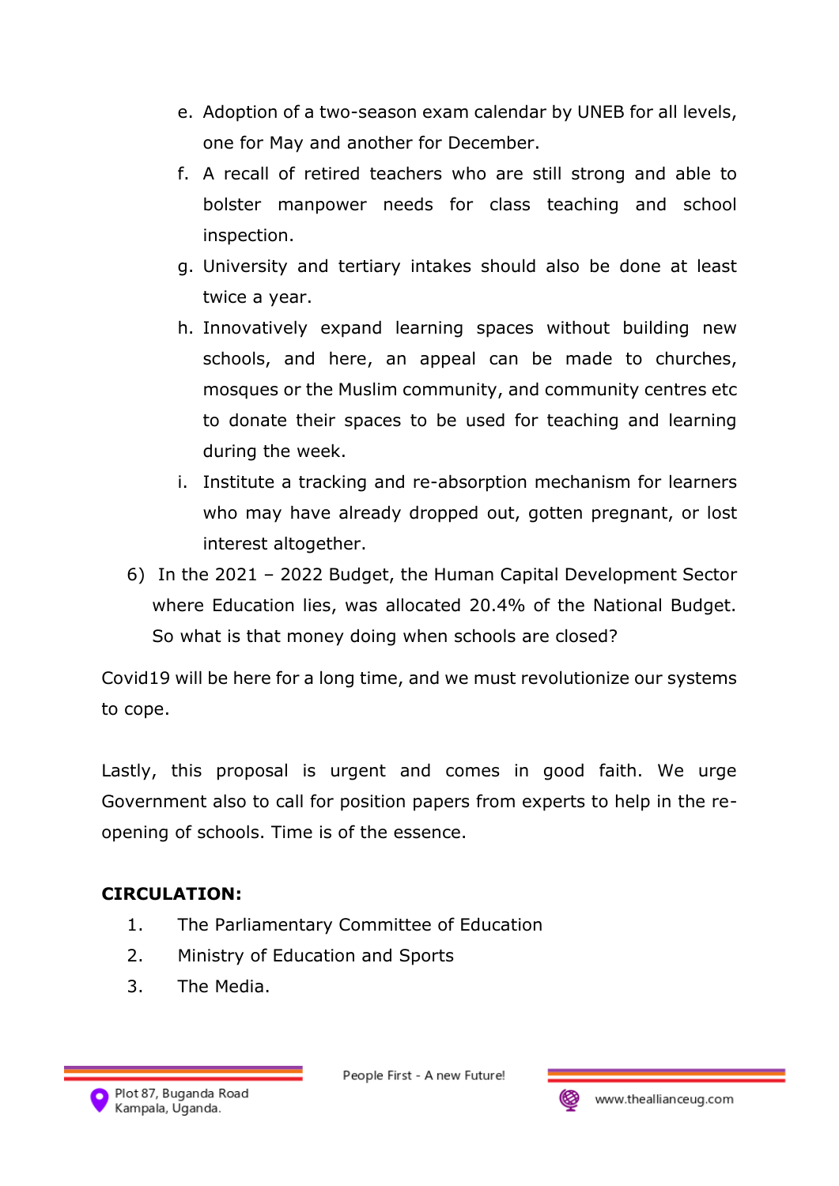e. Adoption of a two-season exam calendar by UNEB for all levels, one for May and another for December.
f. A recall of retired teachers who are still strong and able to bolster manpower needs for class teaching and school inspection.
g. University and tertiary intakes should also be done at least twice a year.
h. Innovatively expand learning spaces without building new schools, and here, an appeal can be made to churches, mosques or the Muslim community, and community centres etc to donate their spaces to be used for teaching and learning during the week.
i. Institute a tracking and re-absorption mechanism for learners who may have already dropped out, gotten pregnant, or lost interest altogether.

6) In the 2021 – 2022 Budget, the Human Capital Development Sector where Education lies, was allocated 20.4% of the National Budget. So what is that money doing when schools are closed?

Covid19 will be here for a long time, and we must revolutionize our systems to cope.

Lastly, this proposal is urgent and comes in good faith. We urge Government also to call for position papers from experts to help in the re-opening of schools. Time is of the essence.

**CIRCULATION:**

1. The Parliamentary Committee of Education
2. Ministry of Education and Sports
3. The Media.